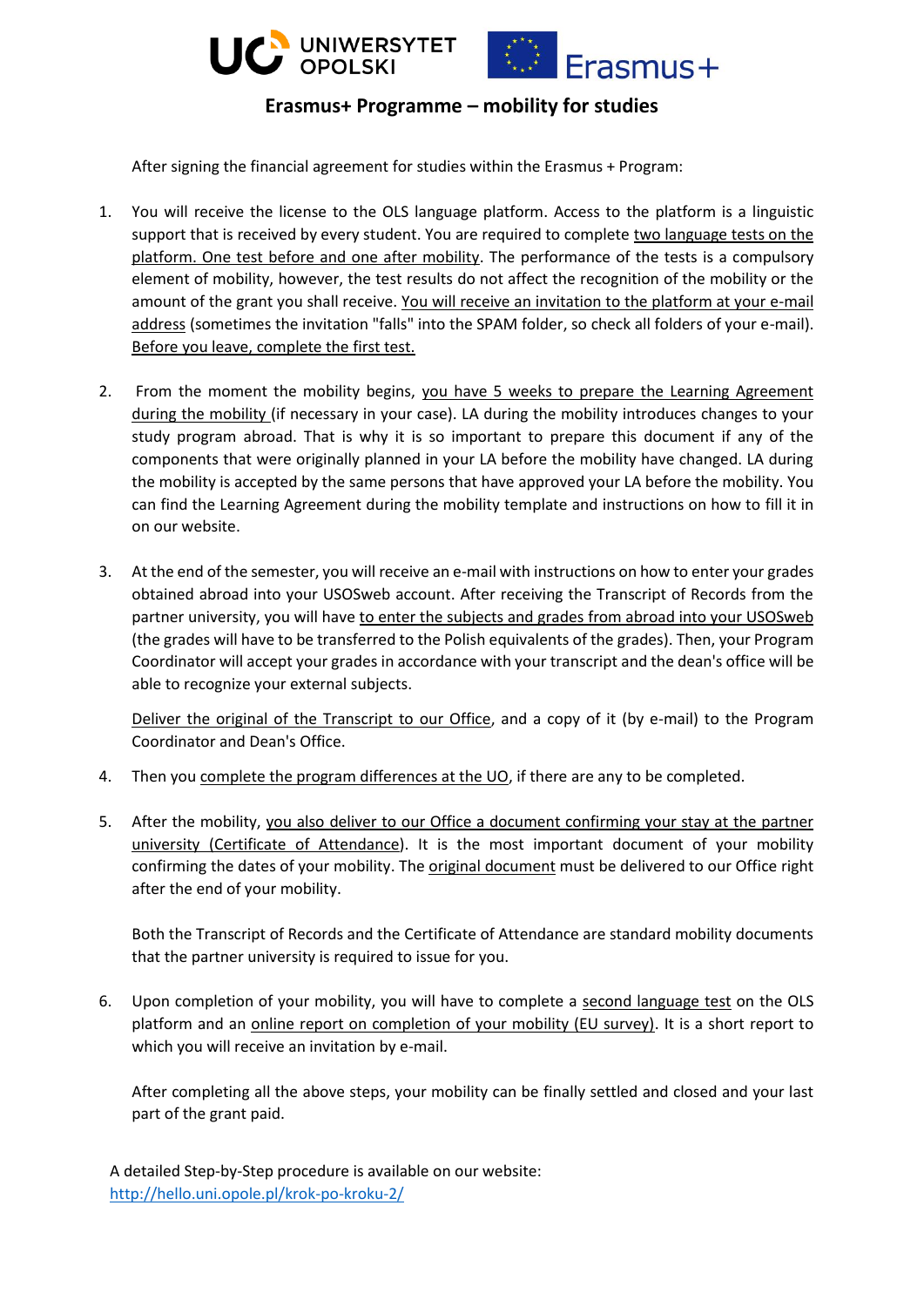UNIWERSYTET OPOLSKI Erasmus+

# Erasmus+ Programme – mobility for studies

After signing the financial agreement for studies within the Erasmus + Program:

1. You will receive the license to the OLS language platform. Access to the platform is a linguistic support that is received by every student. You are required to complete <u>two language tests on the platform. One test before and one after mobility</u>. The performance of the tests is a compulsory element of mobility, however, the test results do not affect the recognition of the mobility or the amount of the grant you shall receive. <u>You will receive an invitation to the platform at your e-mail address</u> (sometimes the invitation "falls" into the SPAM folder, so check all folders of your e-mail). <u>Before you leave, complete the first test.</u>

2. From the moment the mobility begins, <u>you have 5 weeks to prepare the Learning Agreement during the mobility</u> (if necessary in your case). LA during the mobility introduces changes to your study program abroad. That is why it is so important to prepare this document if any of the components that were originally planned in your LA before the mobility have changed. LA during the mobility is accepted by the same persons that have approved your LA before the mobility. You can find the Learning Agreement during the mobility template and instructions on how to fill it in on our website.

3. At the end of the semester, you will receive an e-mail with instructions on how to enter your grades obtained abroad into your USOSweb account. After receiving the Transcript of Records from the partner university, you will have <u>to enter the subjects and grades from abroad into your USOSweb</u> (the grades will have to be transferred to the Polish equivalents of the grades). Then, your Program Coordinator will accept your grades in accordance with your transcript and the dean's office will be able to recognize your external subjects.

   <u>Deliver the original of the Transcript to our Office</u>, and a copy of it (by e-mail) to the Program Coordinator and Dean's Office.

4. Then you <u>complete the program differences at the UO</u>, if there are any to be completed.

5. After the mobility, <u>you also deliver to our Office a document confirming your stay at the partner university (Certificate of Attendance)</u>. It is the most important document of your mobility confirming the dates of your mobility. The <u>original document</u> must be delivered to our Office right after the end of your mobility.

   Both the Transcript of Records and the Certificate of Attendance are standard mobility documents that the partner university is required to issue for you.

6. Upon completion of your mobility, you will have to complete a <u>second language test</u> on the OLS platform and an <u>online report on completion of your mobility (EU survey)</u>. It is a short report to which you will receive an invitation by e-mail.

   After completing all the above steps, your mobility can be finally settled and closed and your last part of the grant paid.

A detailed Step-by-Step procedure is available on our website:
http://hello.uni.opole.pl/krok-po-kroku-2/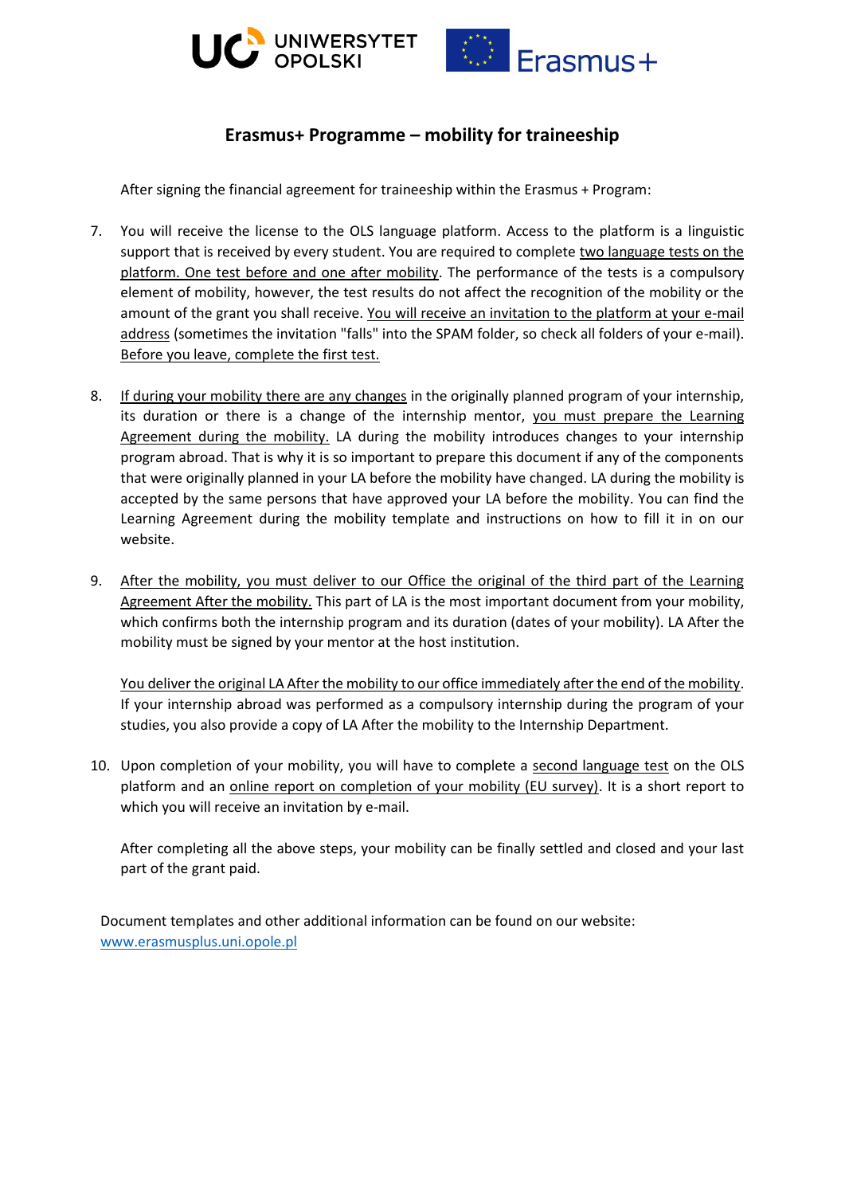## Erasmus+ Programme – mobility for traineeship

After signing the financial agreement for traineeship within the Erasmus + Program:

7. You will receive the license to the OLS language platform. Access to the platform is a linguistic support that is received by every student. You are required to complete two language tests on the platform. One test before and one after mobility. The performance of the tests is a compulsory element of mobility, however, the test results do not affect the recognition of the mobility or the amount of the grant you shall receive. You will receive an invitation to the platform at your e-mail address (sometimes the invitation "falls" into the SPAM folder, so check all folders of your e-mail). Before you leave, complete the first test.

8. If during your mobility there are any changes in the originally planned program of your internship, its duration or there is a change of the internship mentor, you must prepare the Learning Agreement during the mobility. LA during the mobility introduces changes to your internship program abroad. That is why it is so important to prepare this document if any of the components that were originally planned in your LA before the mobility have changed. LA during the mobility is accepted by the same persons that have approved your LA before the mobility. You can find the Learning Agreement during the mobility template and instructions on how to fill it in on our website.

9. After the mobility, you must deliver to our Office the original of the third part of the Learning Agreement After the mobility. This part of LA is the most important document from your mobility, which confirms both the internship program and its duration (dates of your mobility). LA After the mobility must be signed by your mentor at the host institution.

   You deliver the original LA After the mobility to our office immediately after the end of the mobility. If your internship abroad was performed as a compulsory internship during the program of your studies, you also provide a copy of LA After the mobility to the Internship Department.

10. Upon completion of your mobility, you will have to complete a second language test on the OLS platform and an online report on completion of your mobility (EU survey). It is a short report to which you will receive an invitation by e-mail.

    After completing all the above steps, your mobility can be finally settled and closed and your last part of the grant paid.

Document templates and other additional information can be found on our website: www.erasmusplus.uni.opole.pl